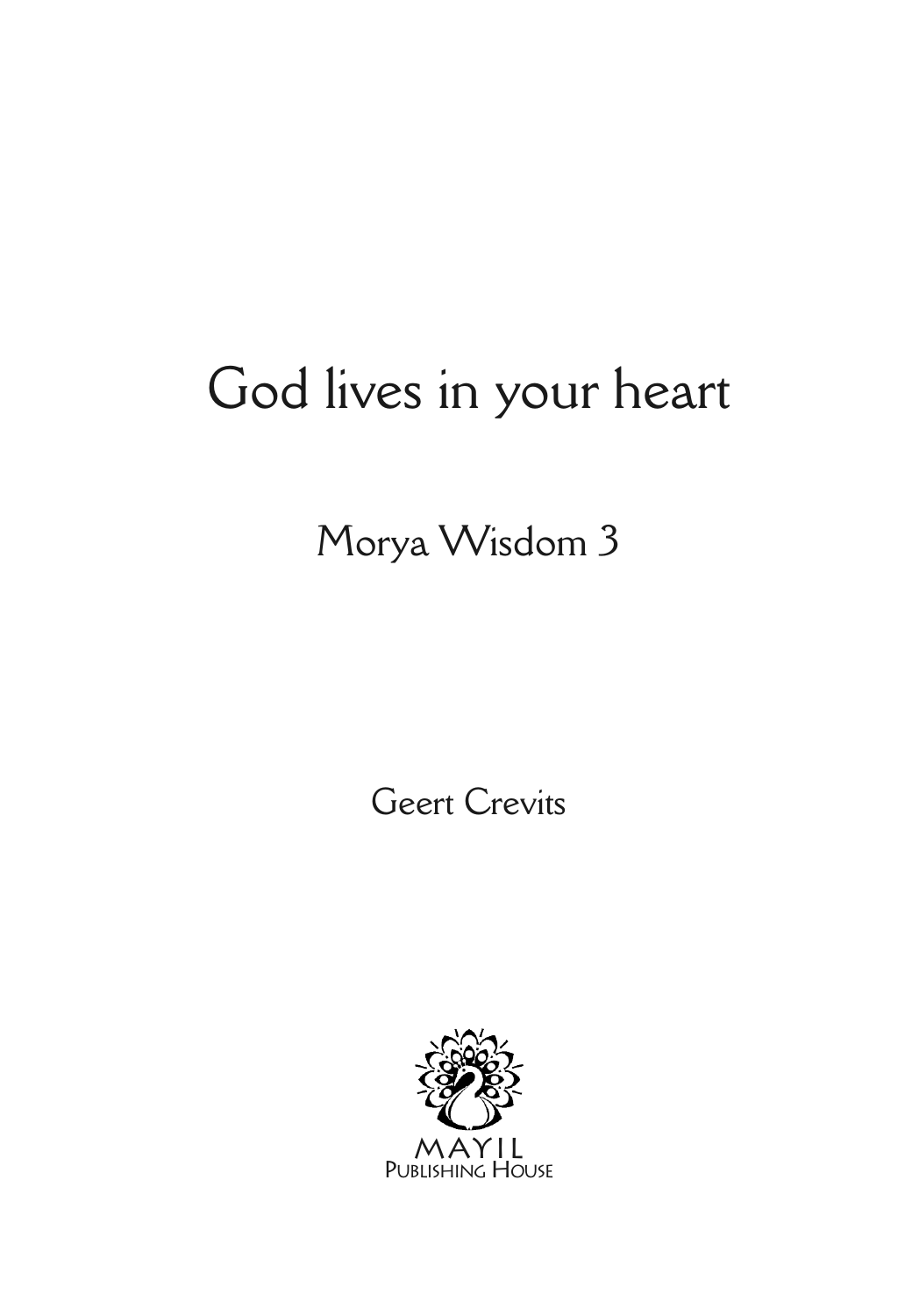# God lives in your heart

## Morya Wisdom 3

Geert Crevits

MAYIL
Publishing House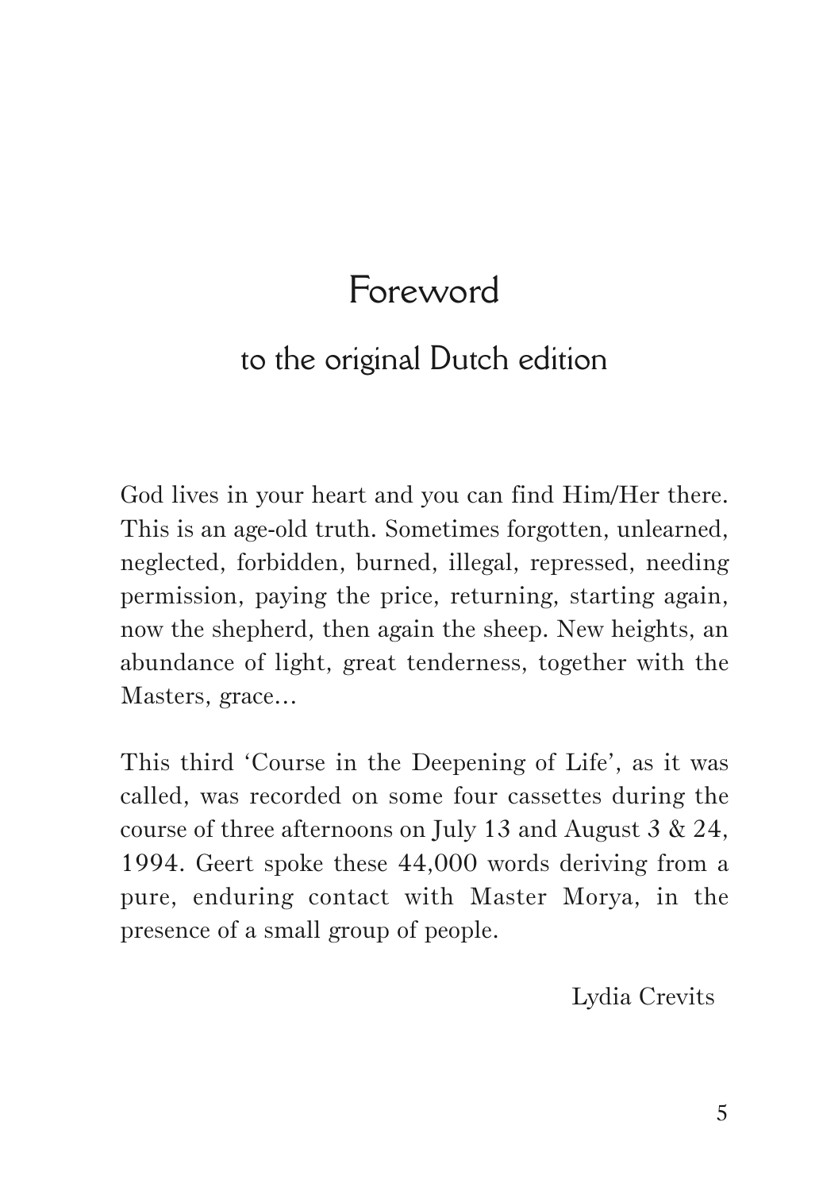# Foreword

## to the original Dutch edition

God lives in your heart and you can find Him/Her there. This is an age-old truth. Sometimes forgotten, unlearned, neglected, forbidden, burned, illegal, repressed, needing permission, paying the price, returning, starting again, now the shepherd, then again the sheep. New heights, an abundance of light, great tenderness, together with the Masters, grace...

This third 'Course in the Deepening of Life', as it was called, was recorded on some four cassettes during the course of three afternoons on July 13 and August 3 & 24, 1994. Geert spoke these 44,000 words deriving from a pure, enduring contact with Master Morya, in the presence of a small group of people.

Lydia Crevits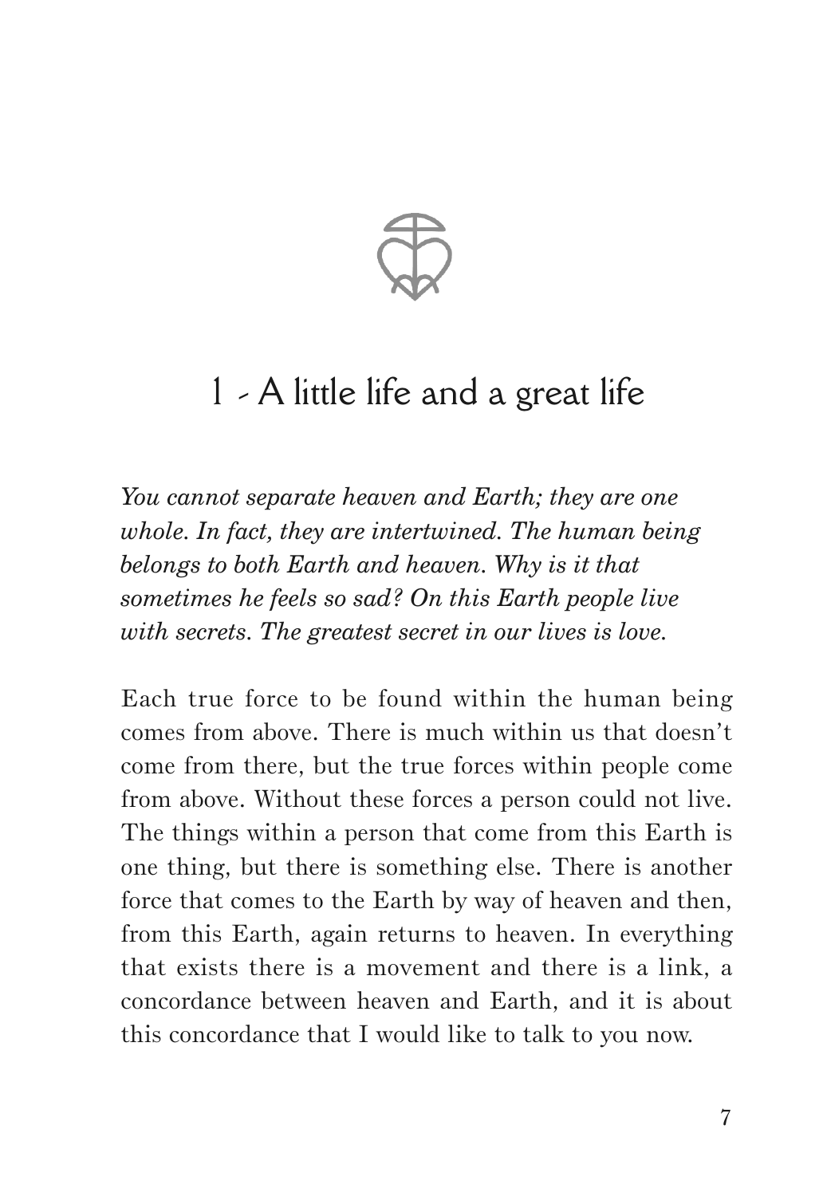# 1 - A little life and a great life

*You cannot separate heaven and Earth; they are one whole. In fact, they are intertwined. The human being belongs to both Earth and heaven. Why is it that sometimes he feels so sad? On this Earth people live with secrets. The greatest secret in our lives is love.*

Each true force to be found within the human being comes from above. There is much within us that doesn't come from there, but the true forces within people come from above. Without these forces a person could not live. The things within a person that come from this Earth is one thing, but there is something else. There is another force that comes to the Earth by way of heaven and then, from this Earth, again returns to heaven. In everything that exists there is a movement and there is a link, a concordance between heaven and Earth, and it is about this concordance that I would like to talk to you now.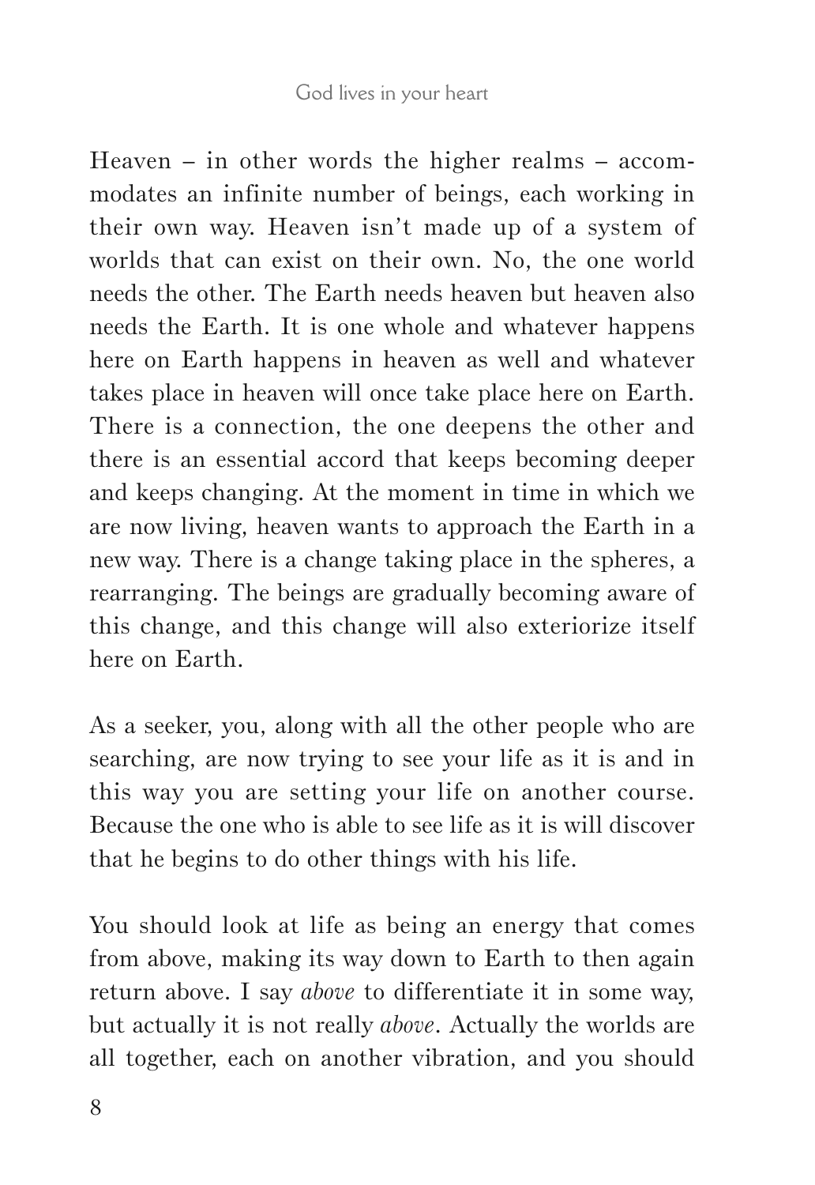Heaven – in other words the higher realms – accommodates an infinite number of beings, each working in their own way. Heaven isn't made up of a system of worlds that can exist on their own. No, the one world needs the other. The Earth needs heaven but heaven also needs the Earth. It is one whole and whatever happens here on Earth happens in heaven as well and whatever takes place in heaven will once take place here on Earth. There is a connection, the one deepens the other and there is an essential accord that keeps becoming deeper and keeps changing. At the moment in time in which we are now living, heaven wants to approach the Earth in a new way. There is a change taking place in the spheres, a rearranging. The beings are gradually becoming aware of this change, and this change will also exteriorize itself here on Earth.

As a seeker, you, along with all the other people who are searching, are now trying to see your life as it is and in this way you are setting your life on another course. Because the one who is able to see life as it is will discover that he begins to do other things with his life.

You should look at life as being an energy that comes from above, making its way down to Earth to then again return above. I say *above* to differentiate it in some way, but actually it is not really *above*. Actually the worlds are all together, each on another vibration, and you should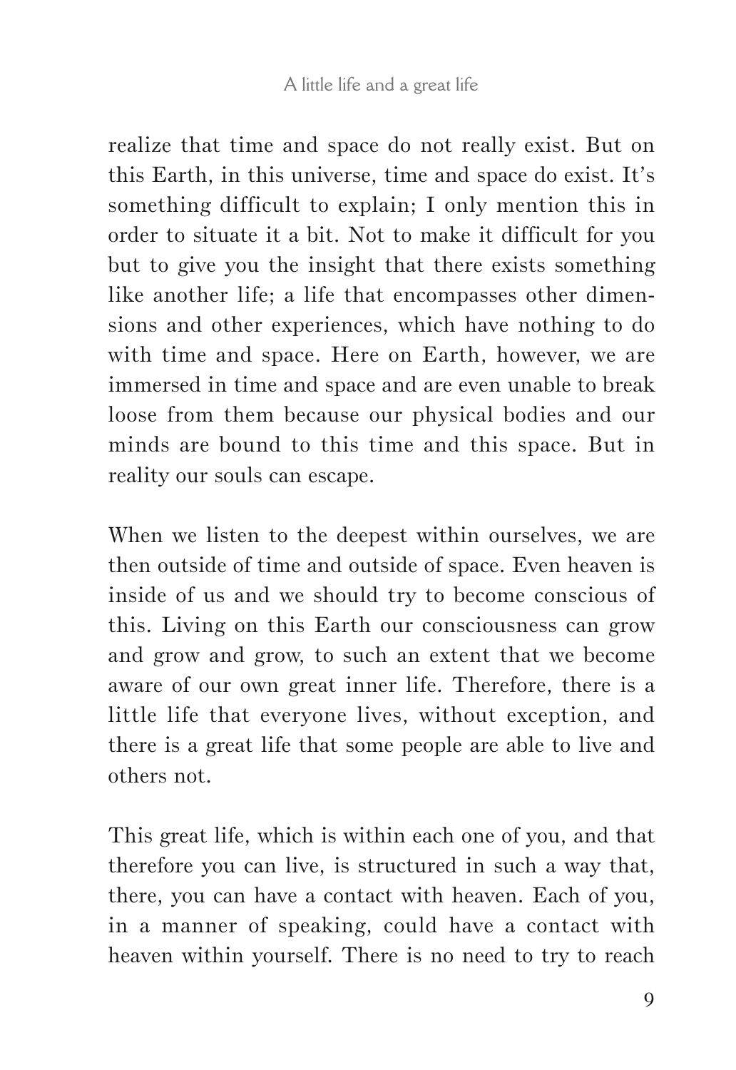realize that time and space do not really exist. But on this Earth, in this universe, time and space do exist. It's something difficult to explain; I only mention this in order to situate it a bit. Not to make it difficult for you but to give you the insight that there exists something like another life; a life that encompasses other dimensions and other experiences, which have nothing to do with time and space. Here on Earth, however, we are immersed in time and space and are even unable to break loose from them because our physical bodies and our minds are bound to this time and this space. But in reality our souls can escape.

When we listen to the deepest within ourselves, we are then outside of time and outside of space. Even heaven is inside of us and we should try to become conscious of this. Living on this Earth our consciousness can grow and grow and grow, to such an extent that we become aware of our own great inner life. Therefore, there is a little life that everyone lives, without exception, and there is a great life that some people are able to live and others not.

This great life, which is within each one of you, and that therefore you can live, is structured in such a way that, there, you can have a contact with heaven. Each of you, in a manner of speaking, could have a contact with heaven within yourself. There is no need to try to reach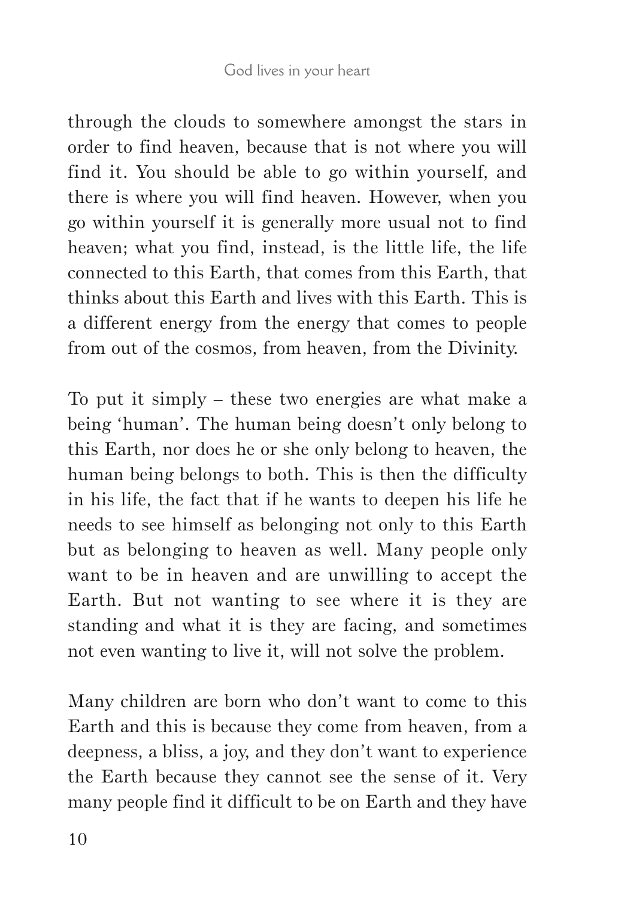through the clouds to somewhere amongst the stars in order to find heaven, because that is not where you will find it. You should be able to go within yourself, and there is where you will find heaven. However, when you go within yourself it is generally more usual not to find heaven; what you find, instead, is the little life, the life connected to this Earth, that comes from this Earth, that thinks about this Earth and lives with this Earth. This is a different energy from the energy that comes to people from out of the cosmos, from heaven, from the Divinity.

To put it simply – these two energies are what make a being 'human'. The human being doesn't only belong to this Earth, nor does he or she only belong to heaven, the human being belongs to both. This is then the difficulty in his life, the fact that if he wants to deepen his life he needs to see himself as belonging not only to this Earth but as belonging to heaven as well. Many people only want to be in heaven and are unwilling to accept the Earth. But not wanting to see where it is they are standing and what it is they are facing, and sometimes not even wanting to live it, will not solve the problem.

Many children are born who don't want to come to this Earth and this is because they come from heaven, from a deepness, a bliss, a joy, and they don't want to experience the Earth because they cannot see the sense of it. Very many people find it difficult to be on Earth and they have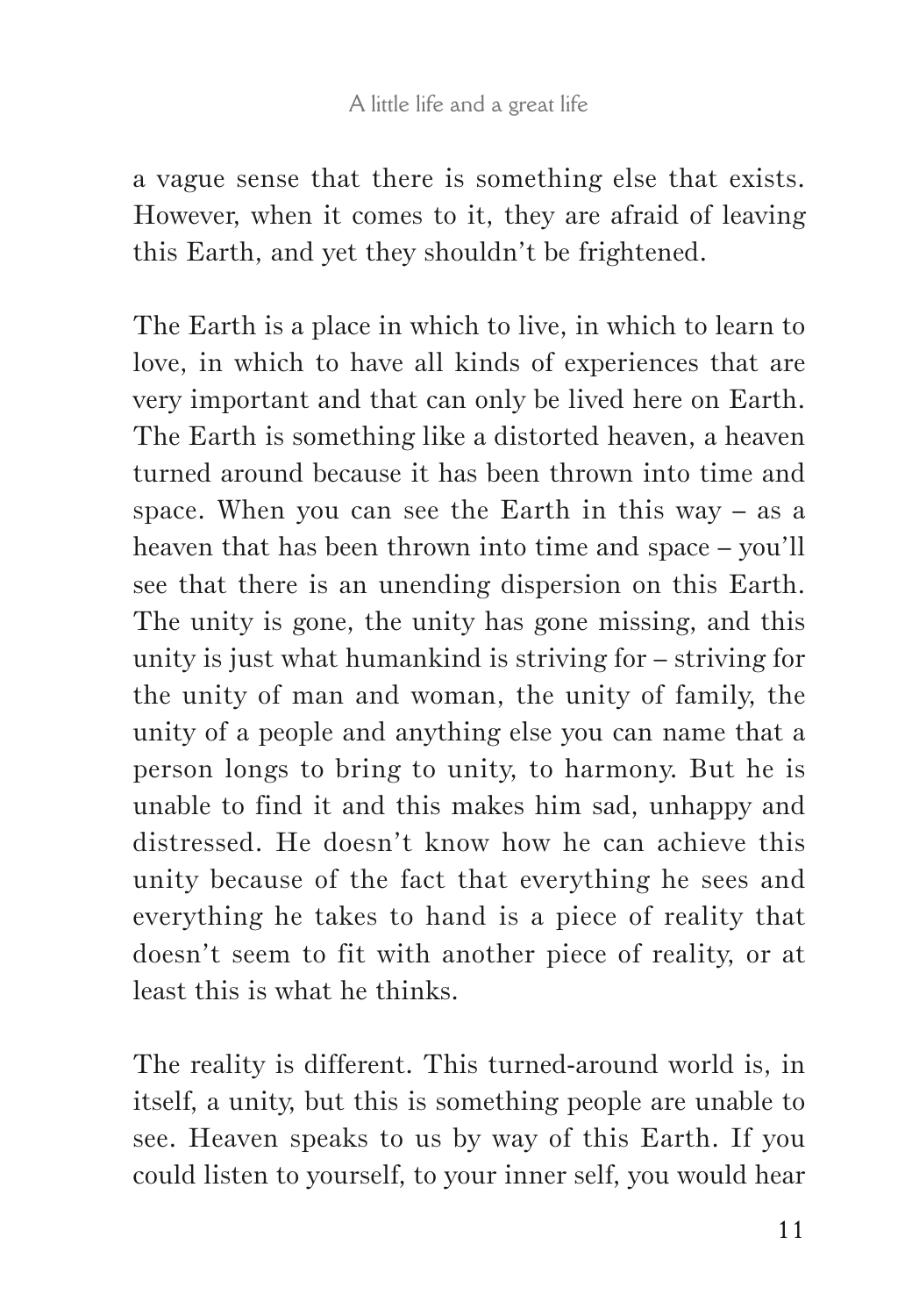a vague sense that there is something else that exists. However, when it comes to it, they are afraid of leaving this Earth, and yet they shouldn't be frightened.

The Earth is a place in which to live, in which to learn to love, in which to have all kinds of experiences that are very important and that can only be lived here on Earth. The Earth is something like a distorted heaven, a heaven turned around because it has been thrown into time and space. When you can see the Earth in this way – as a heaven that has been thrown into time and space – you'll see that there is an unending dispersion on this Earth. The unity is gone, the unity has gone missing, and this unity is just what humankind is striving for – striving for the unity of man and woman, the unity of family, the unity of a people and anything else you can name that a person longs to bring to unity, to harmony. But he is unable to find it and this makes him sad, unhappy and distressed. He doesn't know how he can achieve this unity because of the fact that everything he sees and everything he takes to hand is a piece of reality that doesn't seem to fit with another piece of reality, or at least this is what he thinks.

The reality is different. This turned-around world is, in itself, a unity, but this is something people are unable to see. Heaven speaks to us by way of this Earth. If you could listen to yourself, to your inner self, you would hear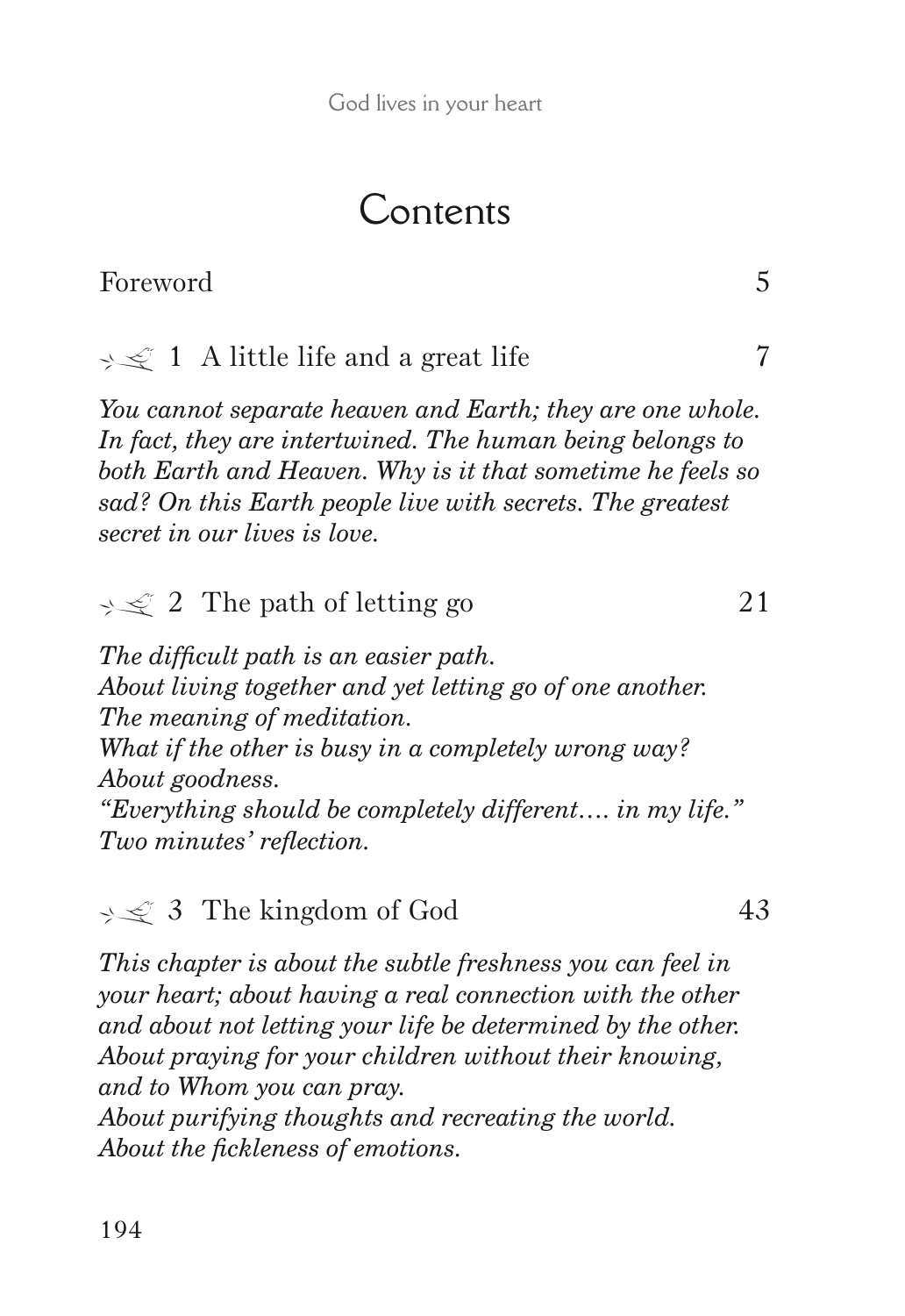# Contents

Foreword 5

1 A little life and a great life 7

*You cannot separate heaven and Earth; they are one whole. In fact, they are intertwined. The human being belongs to both Earth and Heaven. Why is it that sometime he feels so sad? On this Earth people live with secrets. The greatest secret in our lives is love.*

2 The path of letting go 21

*The difficult path is an easier path.*
*About living together and yet letting go of one another.*
*The meaning of meditation.*
*What if the other is busy in a completely wrong way?*
*About goodness.*
*"Everything should be completely different…. in my life."*
*Two minutes' reflection.*

3 The kingdom of God 43

*This chapter is about the subtle freshness you can feel in your heart; about having a real connection with the other and about not letting your life be determined by the other.*
*About praying for your children without their knowing, and to Whom you can pray.*
*About purifying thoughts and recreating the world.*
*About the fickleness of emotions.*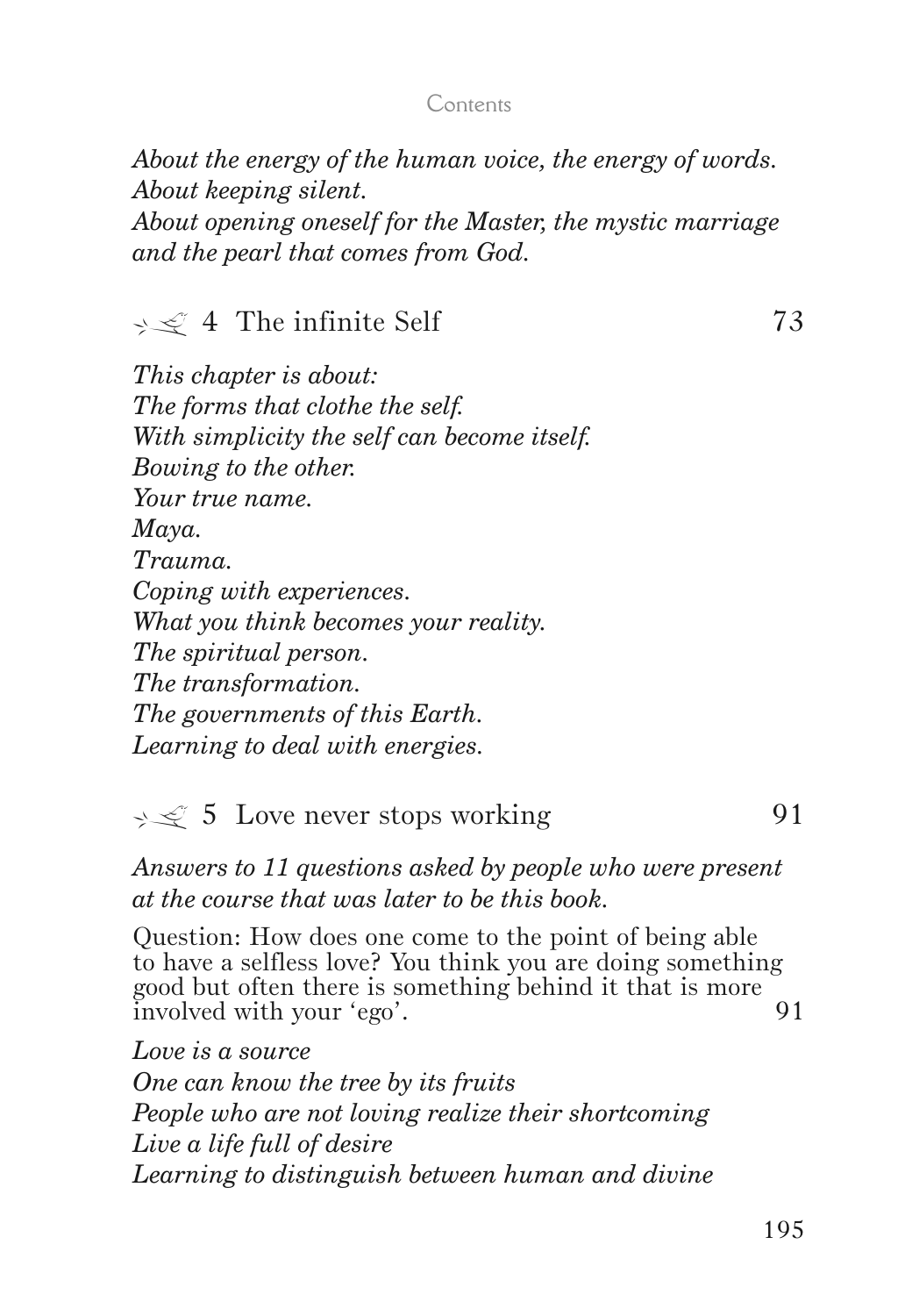*About the energy of the human voice, the energy of words.*
*About keeping silent.*
*About opening oneself for the Master, the mystic marriage and the pearl that comes from God.*

## 4 The infinite Self 73

*This chapter is about:*
*The forms that clothe the self.*
*With simplicity the self can become itself.*
*Bowing to the other.*
*Your true name.*
*Maya.*
*Trauma.*
*Coping with experiences.*
*What you think becomes your reality.*
*The spiritual person.*
*The transformation.*
*The governments of this Earth.*
*Learning to deal with energies.*

## 5 Love never stops working 91

*Answers to 11 questions asked by people who were present at the course that was later to be this book.*

Question: How does one come to the point of being able to have a selfless love? You think you are doing something good but often there is something behind it that is more involved with your 'ego'. 91

*Love is a source*
*One can know the tree by its fruits*
*People who are not loving realize their shortcoming*
*Live a life full of desire*
*Learning to distinguish between human and divine*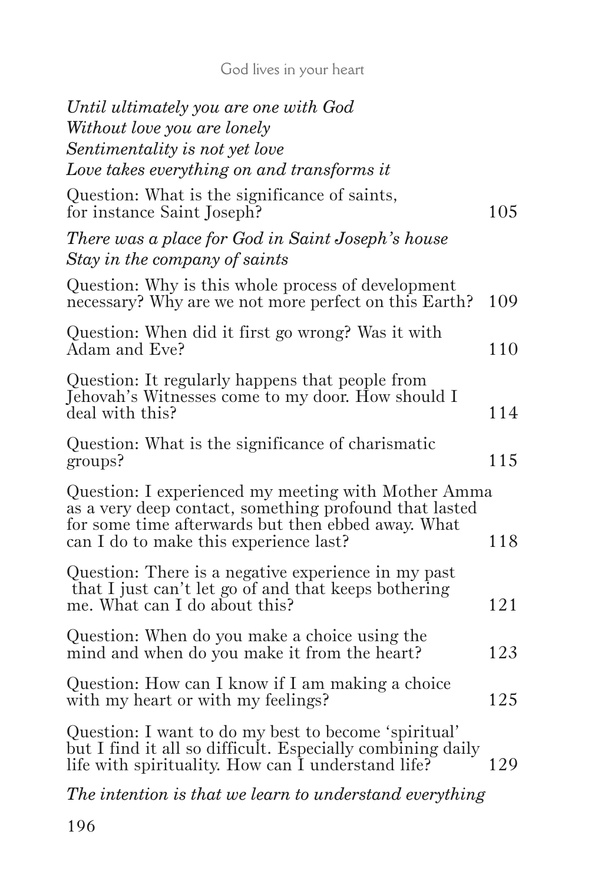*Until ultimately you are one with God*
*Without love you are lonely*
*Sentimentality is not yet love*
*Love takes everything on and transforms it*

Question: What is the significance of saints, for instance Saint Joseph? 105

*There was a place for God in Saint Joseph's house*
*Stay in the company of saints*

Question: Why is this whole process of development necessary? Why are we not more perfect on this Earth? 109

Question: When did it first go wrong? Was it with Adam and Eve? 110

Question: It regularly happens that people from Jehovah's Witnesses come to my door. How should I deal with this? 114

Question: What is the significance of charismatic groups? 115

Question: I experienced my meeting with Mother Amma as a very deep contact, something profound that lasted for some time afterwards but then ebbed away. What can I do to make this experience last? 118

Question: There is a negative experience in my past that I just can't let go of and that keeps bothering me. What can I do about this? 121

Question: When do you make a choice using the mind and when do you make it from the heart? 123

Question: How can I know if I am making a choice with my heart or with my feelings? 125

Question: I want to do my best to become 'spiritual' but I find it all so difficult. Especially combining daily life with spirituality. How can I understand life? 129

*The intention is that we learn to understand everything*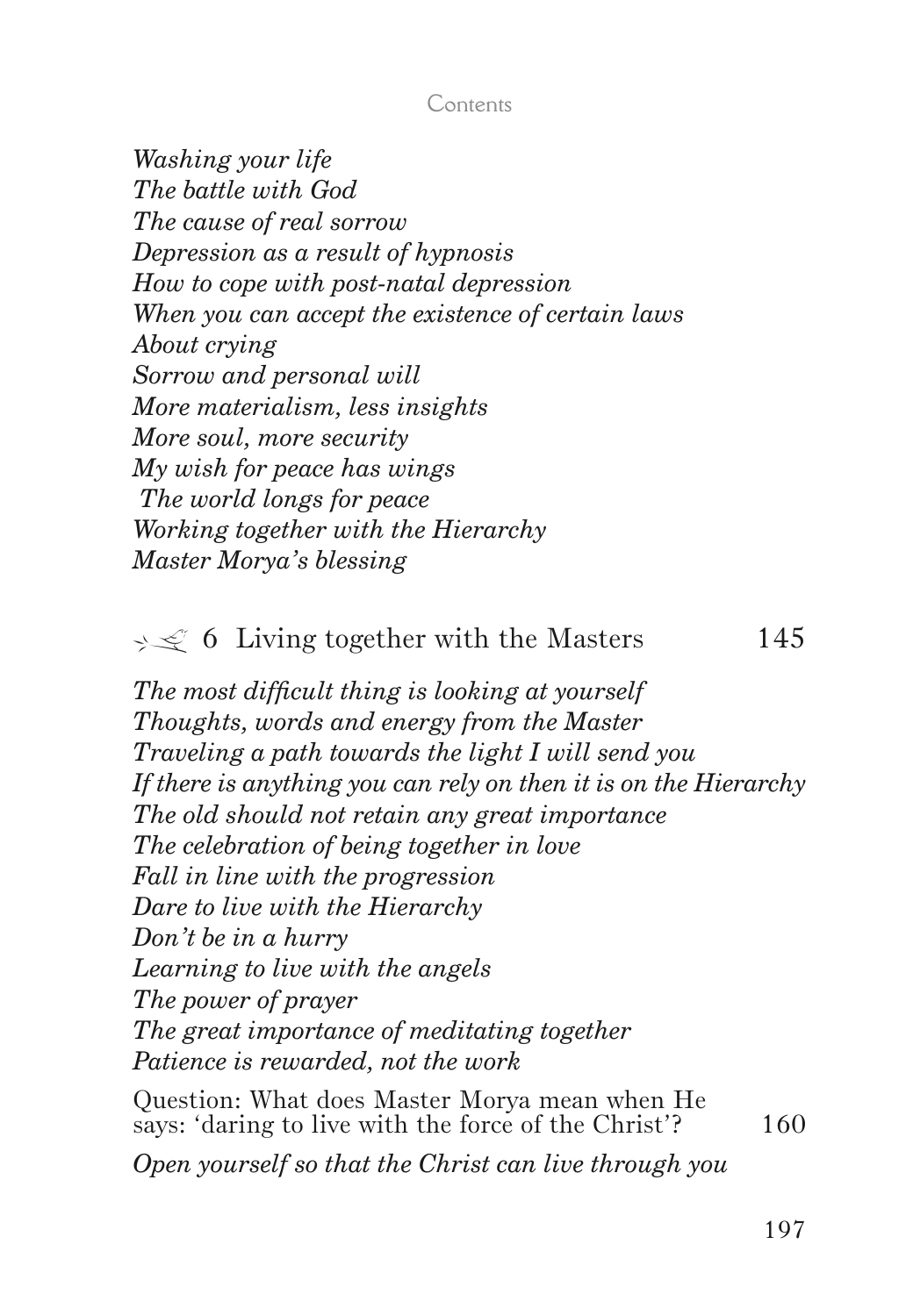*Washing your life*
*The battle with God*
*The cause of real sorrow*
*Depression as a result of hypnosis*
*How to cope with post-natal depression*
*When you can accept the existence of certain laws*
*About crying*
*Sorrow and personal will*
*More materialism, less insights*
*More soul, more security*
*My wish for peace has wings*
*The world longs for peace*
*Working together with the Hierarchy*
*Master Morya's blessing*

## 6 Living together with the Masters 145

*The most difficult thing is looking at yourself*
*Thoughts, words and energy from the Master*
*Traveling a path towards the light I will send you*
*If there is anything you can rely on then it is on the Hierarchy*
*The old should not retain any great importance*
*The celebration of being together in love*
*Fall in line with the progression*
*Dare to live with the Hierarchy*
*Don't be in a hurry*
*Learning to live with the angels*
*The power of prayer*
*The great importance of meditating together*
*Patience is rewarded, not the work*

Question: What does Master Morya mean when He says: 'daring to live with the force of the Christ'? 160

*Open yourself so that the Christ can live through you*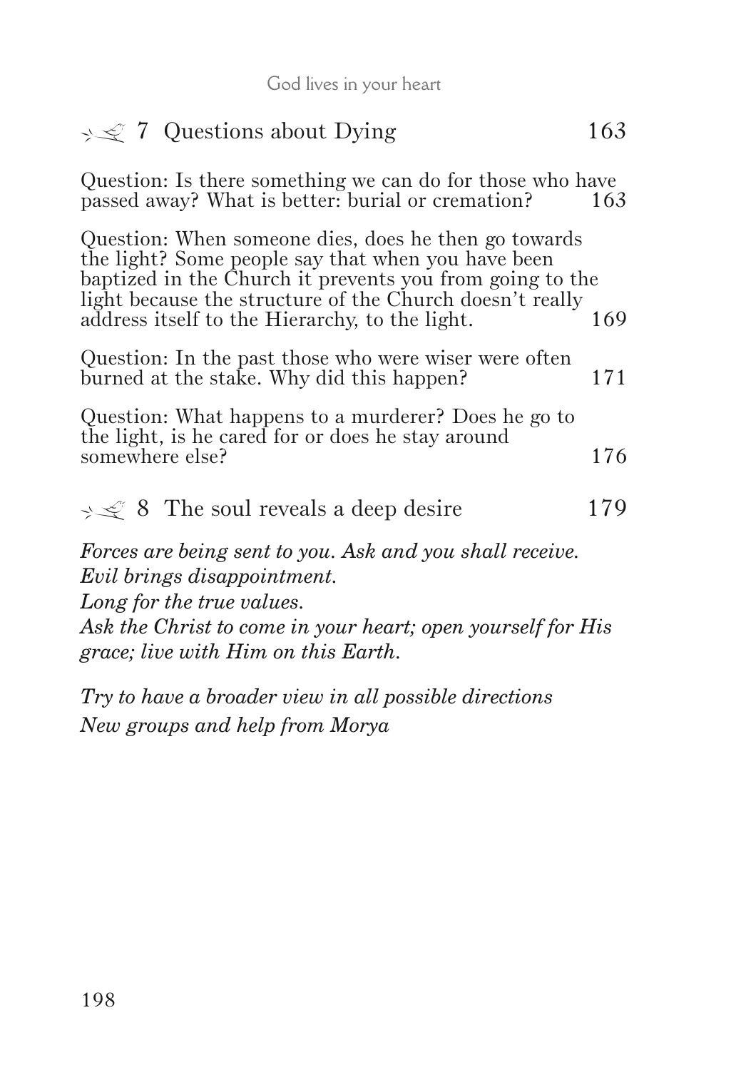## 7 Questions about Dying 163

Question: Is there something we can do for those who have passed away? What is better: burial or cremation? 163

Question: When someone dies, does he then go towards the light? Some people say that when you have been baptized in the Church it prevents you from going to the light because the structure of the Church doesn't really address itself to the Hierarchy, to the light. 169

Question: In the past those who were wiser were often burned at the stake. Why did this happen? 171

Question: What happens to a murderer? Does he go to the light, is he cared for or does he stay around somewhere else? 176

## 8 The soul reveals a deep desire 179

*Forces are being sent to you. Ask and you shall receive.*
*Evil brings disappointment.*
*Long for the true values.*
*Ask the Christ to come in your heart; open yourself for His grace; live with Him on this Earth.*

*Try to have a broader view in all possible directions*
*New groups and help from Morya*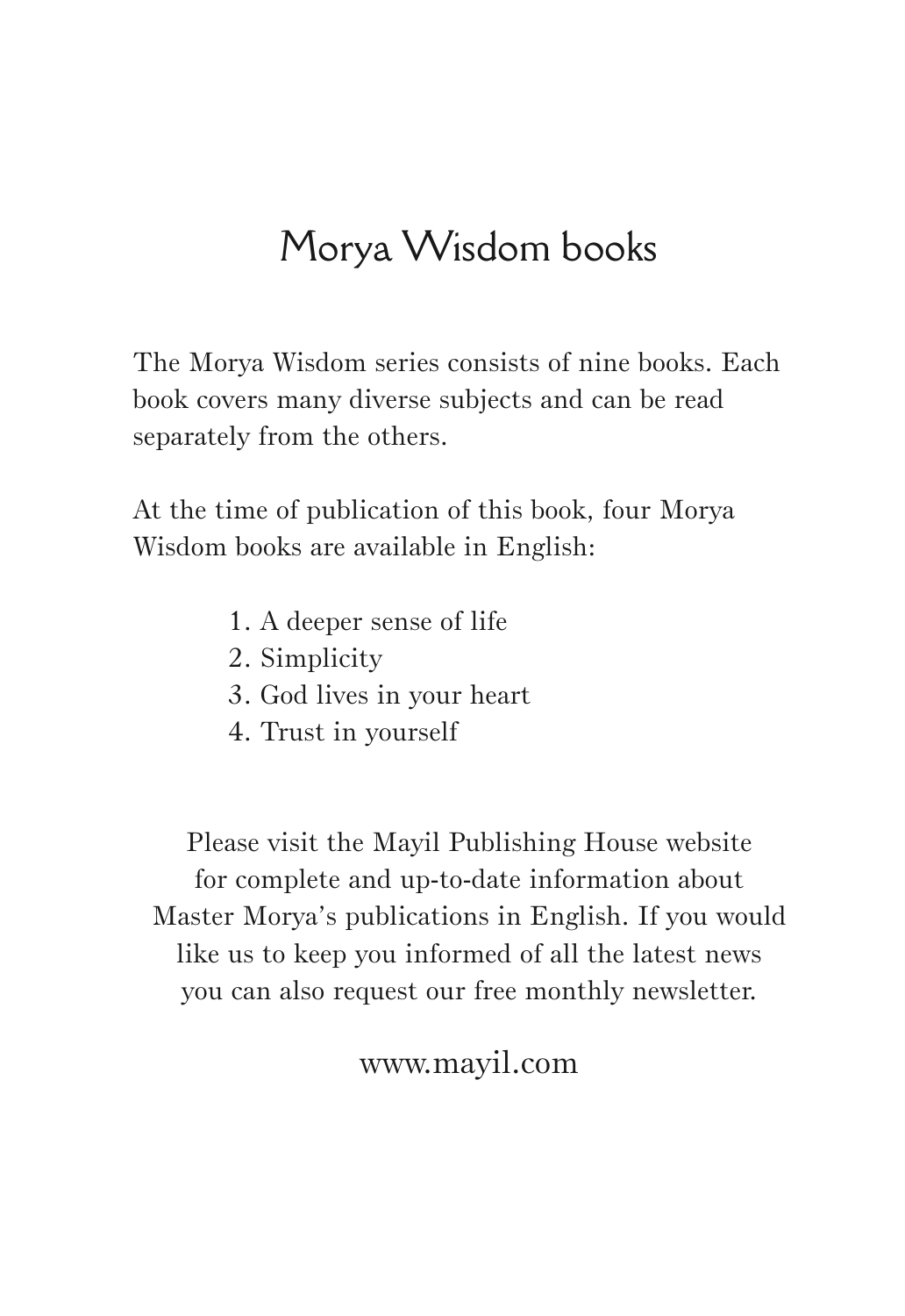# Morya Wisdom books

The Morya Wisdom series consists of nine books. Each book covers many diverse subjects and can be read separately from the others.

At the time of publication of this book, four Morya Wisdom books are available in English:

1. A deeper sense of life
2. Simplicity
3. God lives in your heart
4. Trust in yourself

Please visit the Mayil Publishing House website for complete and up-to-date information about Master Morya's publications in English. If you would like us to keep you informed of all the latest news you can also request our free monthly newsletter.

www.mayil.com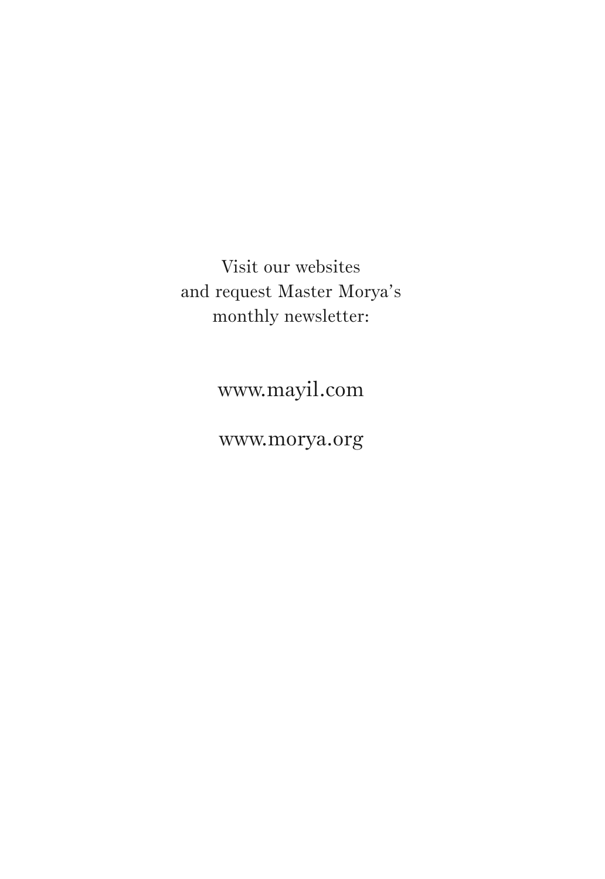Visit our websites
and request Master Morya's
monthly newsletter:

www.mayil.com

www.morya.org